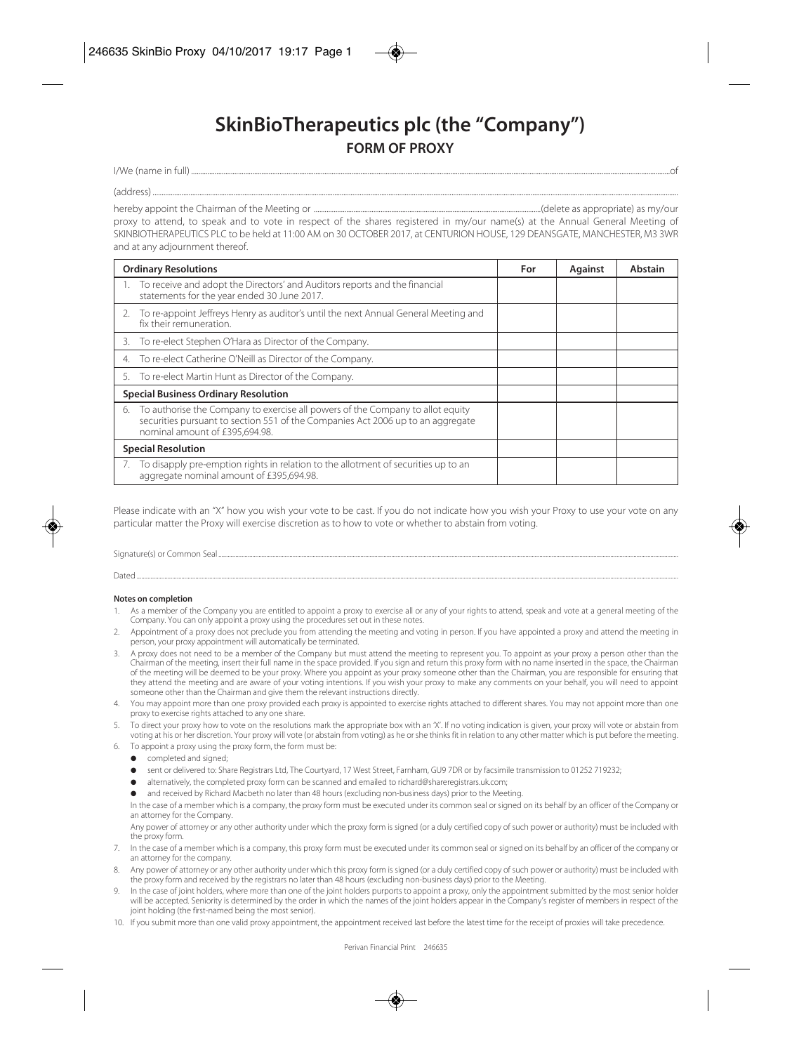# SkinBioTherapeutics plc (the "Company")

## FORM OF PROXY

I/We (name in full) ........................................................................................................................................................................................................of

(address) ........................................................................................................................................................................................................

hereby appoint the Chairman of the Meeting or ........................................................................................(delete as appropriate) as my/our proxy to attend, to speak and to vote in respect of the shares registered in my/our name(s) at the Annual General Meeting of SKINBIOTHERAPEUTICS PLC to be held at 11:00 AM on 30 OCTOBER 2017, at CENTURION HOUSE, 129 DEANSGATE, MANCHESTER, M3 3WR and at any adjournment thereof.

| Ordinary Resolutions | For | Against | Abstain |
|---|---|---|---|
| 1. To receive and adopt the Directors' and Auditors reports and the financial statements for the year ended 30 June 2017. | | | |
| 2. To re-appoint Jeffreys Henry as auditor's until the next Annual General Meeting and fix their remuneration. | | | |
| 3. To re-elect Stephen O'Hara as Director of the Company. | | | |
| 4. To re-elect Catherine O'Neill as Director of the Company. | | | |
| 5. To re-elect Martin Hunt as Director of the Company. | | | |
| **Special Business Ordinary Resolution** | | | |
| 6. To authorise the Company to exercise all powers of the Company to allot equity securities pursuant to section 551 of the Companies Act 2006 up to an aggregate nominal amount of £395,694.98. | | | |
| **Special Resolution** | | | |
| 7. To disapply pre-emption rights in relation to the allotment of securities up to an aggregate nominal amount of £395,694.98. | | | |

Please indicate with an "X" how you wish your vote to be cast. If you do not indicate how you wish your Proxy to use your vote on any particular matter the Proxy will exercise discretion as to how to vote or whether to abstain from voting.

Signature(s) or Common Seal ........................................................................................................................................................................................................

Dated ........................................................................................................................................................................................................

**Notes on completion**

1. As a member of the Company you are entitled to appoint a proxy to exercise all or any of your rights to attend, speak and vote at a general meeting of the Company. You can only appoint a proxy using the procedures set out in these notes.
2. Appointment of a proxy does not preclude you from attending the meeting and voting in person. If you have appointed a proxy and attend the meeting in person, your proxy appointment will automatically be terminated.
3. A proxy does not need to be a member of the Company but must attend the meeting to represent you. To appoint as your proxy a person other than the Chairman of the meeting, insert their full name in the space provided. If you sign and return this proxy form with no name inserted in the space, the Chairman of the meeting will be deemed to be your proxy. Where you appoint as your proxy someone other than the Chairman, you are responsible for ensuring that they attend the meeting and are aware of your voting intentions. If you wish your proxy to make any comments on your behalf, you will need to appoint someone other than the Chairman and give them the relevant instructions directly.
4. You may appoint more than one proxy provided each proxy is appointed to exercise rights attached to different shares. You may not appoint more than one proxy to exercise rights attached to any one share.
5. To direct your proxy how to vote on the resolutions mark the appropriate box with an 'X'. If no voting indication is given, your proxy will vote or abstain from voting at his or her discretion. Your proxy will vote (or abstain from voting) as he or she thinks fit in relation to any other matter which is put before the meeting.
6. To appoint a proxy using the proxy form, the form must be:
   - completed and signed;
   - sent or delivered to: Share Registrars Ltd, The Courtyard, 17 West Street, Farnham, GU9 7DR or by facsimile transmission to 01252 719232;
   - alternatively, the completed proxy form can be scanned and emailed to richard@shareregistrars.uk.com;
   - and received by Richard Macbeth no later than 48 hours (excluding non-business days) prior to the Meeting.

   In the case of a member which is a company, the proxy form must be executed under its common seal or signed on its behalf by an officer of the Company or an attorney for the Company.

   Any power of attorney or any other authority under which the proxy form is signed (or a duly certified copy of such power or authority) must be included with the proxy form.
7. In the case of a member which is a company, this proxy form must be executed under its common seal or signed on its behalf by an officer of the company or an attorney for the company.
8. Any power of attorney or any other authority under which this proxy form is signed (or a duly certified copy of such power or authority) must be included with the proxy form and received by the registrars no later than 48 hours (excluding non-business days) prior to the Meeting.
9. In the case of joint holders, where more than one of the joint holders purports to appoint a proxy, only the appointment submitted by the most senior holder will be accepted. Seniority is determined by the order in which the names of the joint holders appear in the Company's register of members in respect of the joint holding (the first-named being the most senior).
10. If you submit more than one valid proxy appointment, the appointment received last before the latest time for the receipt of proxies will take precedence.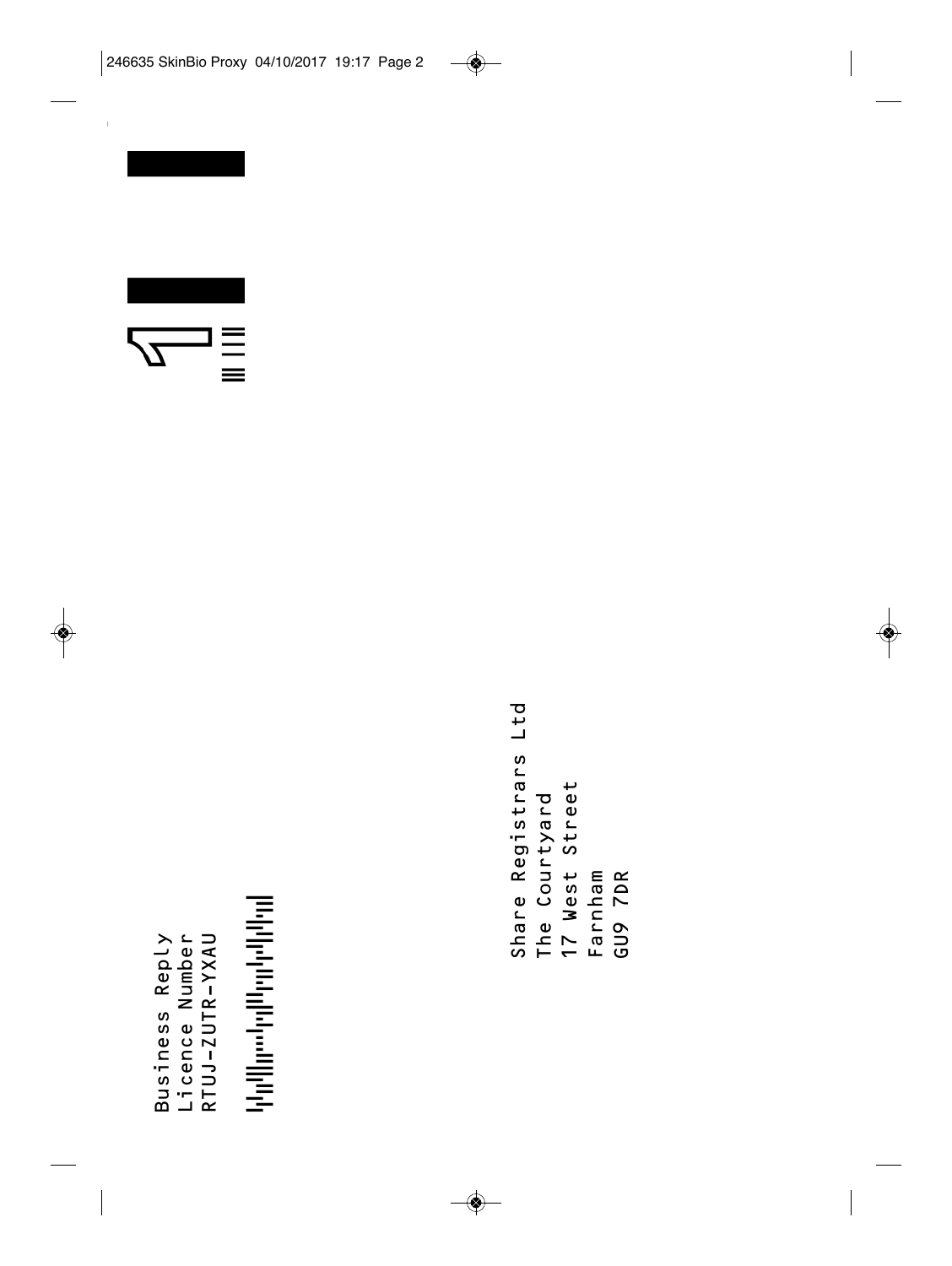Business Reply
Licence Number
RTUJ-ZUTR-YXAU

Share Registrars Ltd
The Courtyard
17 West Street
Farnham
GU9 7DR